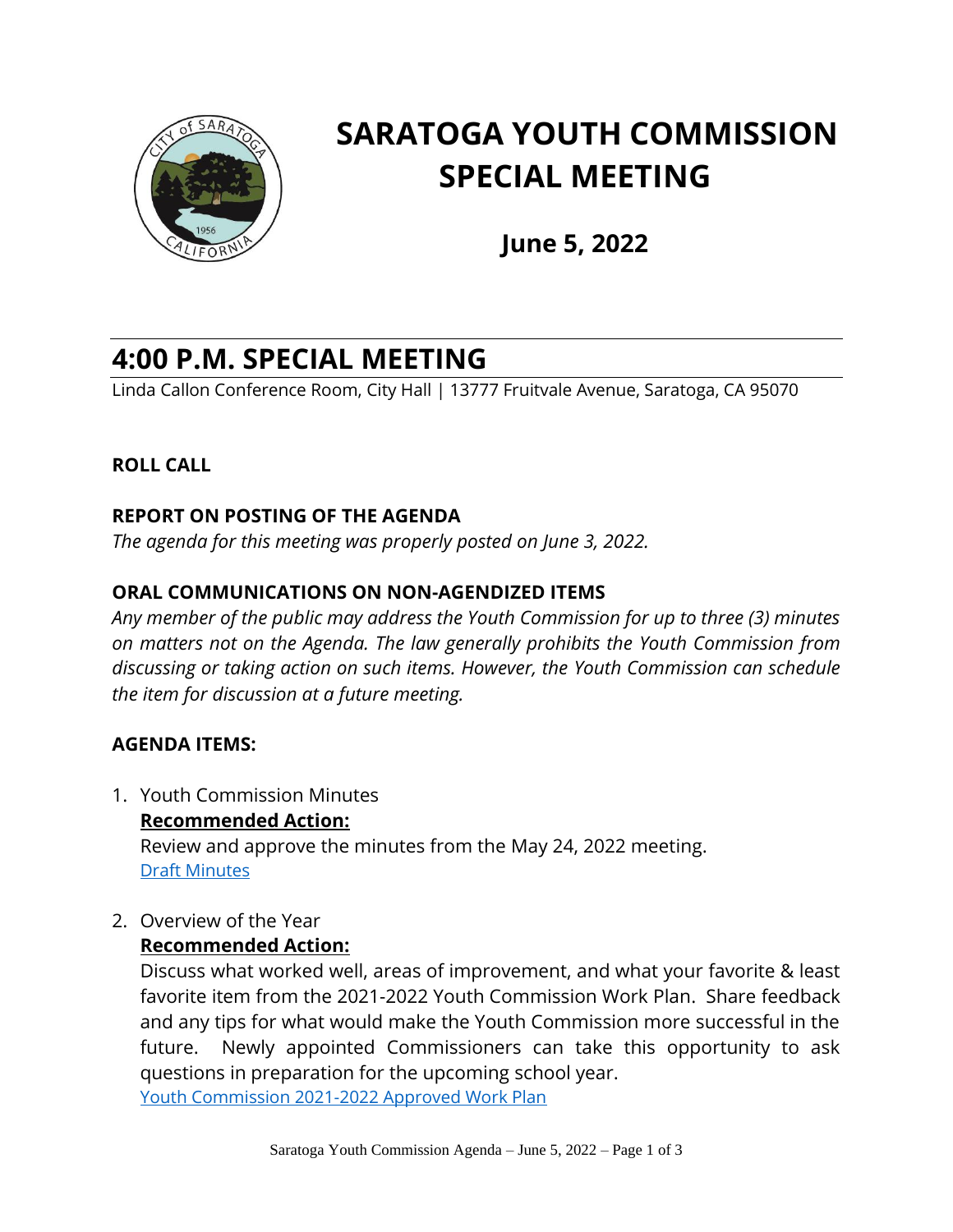# SARATOGA YOUTH COMMISSION SPECIAL MEETING

## June 5, 2022

## 4:00 P.M. SPECIAL MEETING

Linda Callon Conference Room, City Hall | 13777 Fruitvale Avenue, Saratoga, CA 95070

**ROLL CALL**

**REPORT ON POSTING OF THE AGENDA**

*The agenda for this meeting was properly posted on June 3, 2022.*

**ORAL COMMUNICATIONS ON NON-AGENDIZED ITEMS**

*Any member of the public may address the Youth Commission for up to three (3) minutes on matters not on the Agenda. The law generally prohibits the Youth Commission from discussing or taking action on such items. However, the Youth Commission can schedule the item for discussion at a future meeting.*

**AGENDA ITEMS:**

1. Youth Commission Minutes
   **Recommended Action:**
   Review and approve the minutes from the May 24, 2022 meeting.
   Draft Minutes

2. Overview of the Year
   **Recommended Action:**
   Discuss what worked well, areas of improvement, and what your favorite & least favorite item from the 2021-2022 Youth Commission Work Plan. Share feedback and any tips for what would make the Youth Commission more successful in the future. Newly appointed Commissioners can take this opportunity to ask questions in preparation for the upcoming school year.
   Youth Commission 2021-2022 Approved Work Plan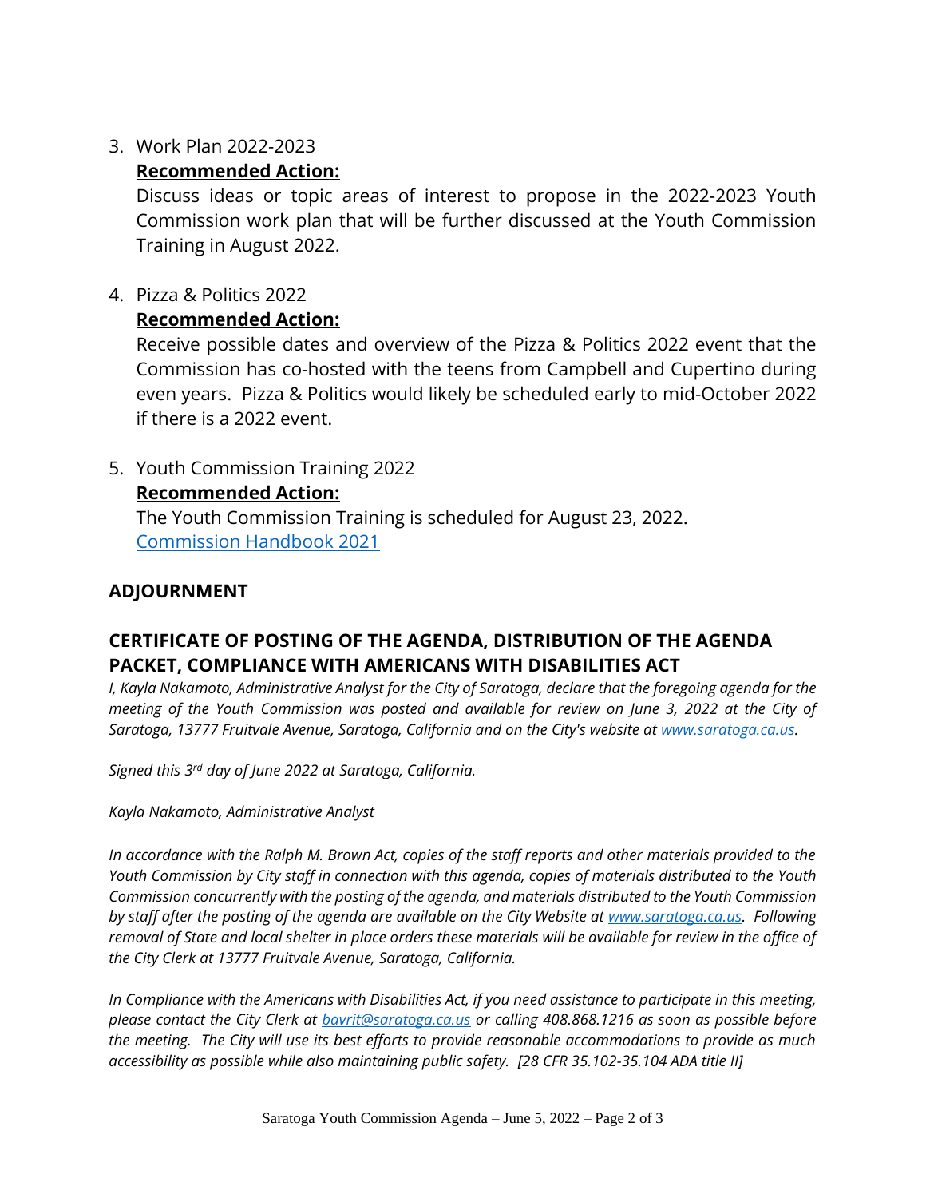3. Work Plan 2022-2023

   **Recommended Action:**

   Discuss ideas or topic areas of interest to propose in the 2022-2023 Youth Commission work plan that will be further discussed at the Youth Commission Training in August 2022.

4. Pizza & Politics 2022

   **Recommended Action:**

   Receive possible dates and overview of the Pizza & Politics 2022 event that the Commission has co-hosted with the teens from Campbell and Cupertino during even years. Pizza & Politics would likely be scheduled early to mid-October 2022 if there is a 2022 event.

5. Youth Commission Training 2022

   **Recommended Action:**

   The Youth Commission Training is scheduled for August 23, 2022.
   [Commission Handbook 2021]

## ADJOURNMENT

## CERTIFICATE OF POSTING OF THE AGENDA, DISTRIBUTION OF THE AGENDA PACKET, COMPLIANCE WITH AMERICANS WITH DISABILITIES ACT

*I, Kayla Nakamoto, Administrative Analyst for the City of Saratoga, declare that the foregoing agenda for the meeting of the Youth Commission was posted and available for review on June 3, 2022 at the City of Saratoga, 13777 Fruitvale Avenue, Saratoga, California and on the City's website at www.saratoga.ca.us.*

*Signed this 3rd day of June 2022 at Saratoga, California.*

*Kayla Nakamoto, Administrative Analyst*

*In accordance with the Ralph M. Brown Act, copies of the staff reports and other materials provided to the Youth Commission by City staff in connection with this agenda, copies of materials distributed to the Youth Commission concurrently with the posting of the agenda, and materials distributed to the Youth Commission by staff after the posting of the agenda are available on the City Website at www.saratoga.ca.us. Following removal of State and local shelter in place orders these materials will be available for review in the office of the City Clerk at 13777 Fruitvale Avenue, Saratoga, California.*

*In Compliance with the Americans with Disabilities Act, if you need assistance to participate in this meeting, please contact the City Clerk at bavrit@saratoga.ca.us or calling 408.868.1216 as soon as possible before the meeting. The City will use its best efforts to provide reasonable accommodations to provide as much accessibility as possible while also maintaining public safety. [28 CFR 35.102-35.104 ADA title II]*